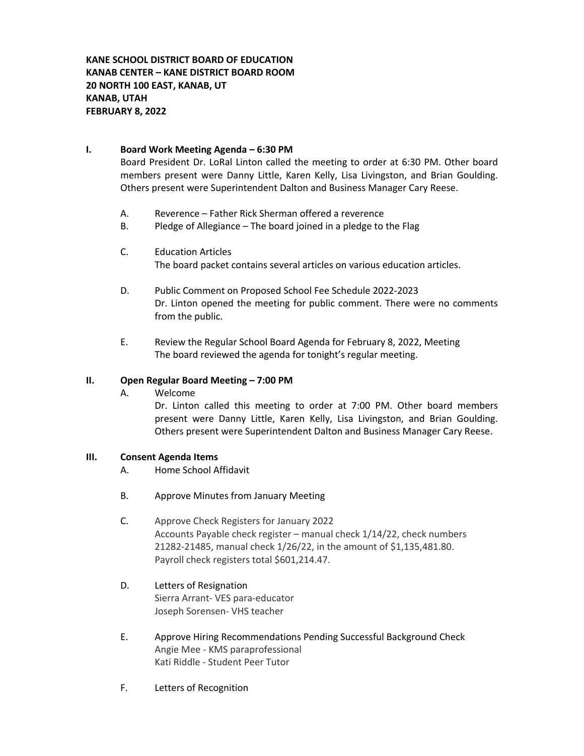**KANE SCHOOL DISTRICT BOARD OF EDUCATION**
**KANAB CENTER – KANE DISTRICT BOARD ROOM**
**20 NORTH 100 EAST, KANAB, UT**
**KANAB, UTAH**
**FEBRUARY 8, 2022**

## I. Board Work Meeting Agenda – 6:30 PM

Board President Dr. LoRal Linton called the meeting to order at 6:30 PM. Other board members present were Danny Little, Karen Kelly, Lisa Livingston, and Brian Goulding. Others present were Superintendent Dalton and Business Manager Cary Reese.

A. Reverence – Father Rick Sherman offered a reverence

B. Pledge of Allegiance – The board joined in a pledge to the Flag

C. Education Articles
The board packet contains several articles on various education articles.

D. Public Comment on Proposed School Fee Schedule 2022-2023
Dr. Linton opened the meeting for public comment. There were no comments from the public.

E. Review the Regular School Board Agenda for February 8, 2022, Meeting
The board reviewed the agenda for tonight's regular meeting.

## II. Open Regular Board Meeting – 7:00 PM

A. Welcome
Dr. Linton called this meeting to order at 7:00 PM. Other board members present were Danny Little, Karen Kelly, Lisa Livingston, and Brian Goulding. Others present were Superintendent Dalton and Business Manager Cary Reese.

## III. Consent Agenda Items

A. Home School Affidavit

B. Approve Minutes from January Meeting

C. Approve Check Registers for January 2022
Accounts Payable check register – manual check 1/14/22, check numbers 21282-21485, manual check 1/26/22, in the amount of $1,135,481.80.
Payroll check registers total $601,214.47.

D. Letters of Resignation
Sierra Arrant- VES para-educator
Joseph Sorensen- VHS teacher

E. Approve Hiring Recommendations Pending Successful Background Check
Angie Mee - KMS paraprofessional
Kati Riddle - Student Peer Tutor

F. Letters of Recognition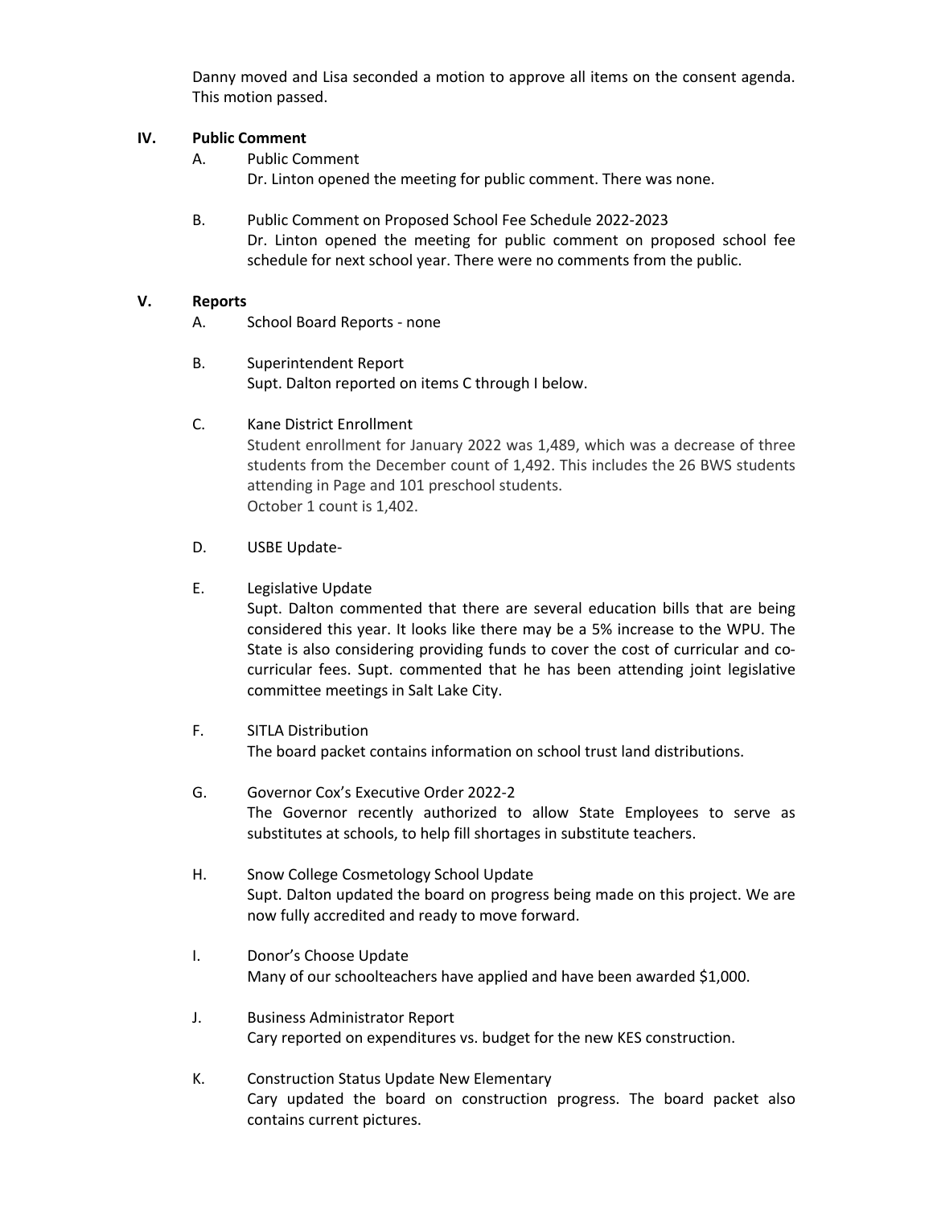Danny moved and Lisa seconded a motion to approve all items on the consent agenda. This motion passed.

## IV. Public Comment

A. Public Comment

Dr. Linton opened the meeting for public comment. There was none.

B. Public Comment on Proposed School Fee Schedule 2022-2023

Dr. Linton opened the meeting for public comment on proposed school fee schedule for next school year. There were no comments from the public.

## V. Reports

A. School Board Reports - none

B. Superintendent Report

Supt. Dalton reported on items C through I below.

C. Kane District Enrollment

Student enrollment for January 2022 was 1,489, which was a decrease of three students from the December count of 1,492. This includes the 26 BWS students attending in Page and 101 preschool students.
October 1 count is 1,402.

D. USBE Update-

E. Legislative Update

Supt. Dalton commented that there are several education bills that are being considered this year. It looks like there may be a 5% increase to the WPU. The State is also considering providing funds to cover the cost of curricular and co-curricular fees. Supt. commented that he has been attending joint legislative committee meetings in Salt Lake City.

F. SITLA Distribution

The board packet contains information on school trust land distributions.

G. Governor Cox's Executive Order 2022-2

The Governor recently authorized to allow State Employees to serve as substitutes at schools, to help fill shortages in substitute teachers.

H. Snow College Cosmetology School Update

Supt. Dalton updated the board on progress being made on this project. We are now fully accredited and ready to move forward.

I. Donor's Choose Update

Many of our schoolteachers have applied and have been awarded $1,000.

J. Business Administrator Report

Cary reported on expenditures vs. budget for the new KES construction.

K. Construction Status Update New Elementary

Cary updated the board on construction progress. The board packet also contains current pictures.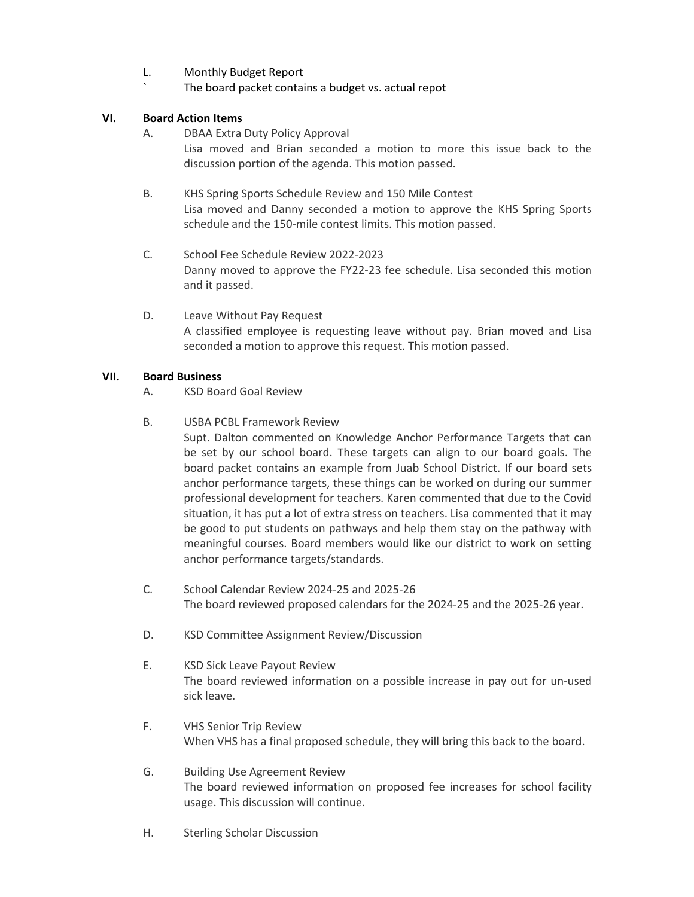L. Monthly Budget Report

` The board packet contains a budget vs. actual repot

## VI. Board Action Items

A. DBAA Extra Duty Policy Approval

Lisa moved and Brian seconded a motion to more this issue back to the discussion portion of the agenda. This motion passed.

B. KHS Spring Sports Schedule Review and 150 Mile Contest

Lisa moved and Danny seconded a motion to approve the KHS Spring Sports schedule and the 150-mile contest limits. This motion passed.

C. School Fee Schedule Review 2022-2023

Danny moved to approve the FY22-23 fee schedule. Lisa seconded this motion and it passed.

D. Leave Without Pay Request

A classified employee is requesting leave without pay. Brian moved and Lisa seconded a motion to approve this request. This motion passed.

## VII. Board Business

A. KSD Board Goal Review

B. USBA PCBL Framework Review

Supt. Dalton commented on Knowledge Anchor Performance Targets that can be set by our school board. These targets can align to our board goals. The board packet contains an example from Juab School District. If our board sets anchor performance targets, these things can be worked on during our summer professional development for teachers. Karen commented that due to the Covid situation, it has put a lot of extra stress on teachers. Lisa commented that it may be good to put students on pathways and help them stay on the pathway with meaningful courses. Board members would like our district to work on setting anchor performance targets/standards.

C. School Calendar Review 2024-25 and 2025-26

The board reviewed proposed calendars for the 2024-25 and the 2025-26 year.

D. KSD Committee Assignment Review/Discussion

E. KSD Sick Leave Payout Review

The board reviewed information on a possible increase in pay out for un-used sick leave.

F. VHS Senior Trip Review

When VHS has a final proposed schedule, they will bring this back to the board.

G. Building Use Agreement Review

The board reviewed information on proposed fee increases for school facility usage. This discussion will continue.

H. Sterling Scholar Discussion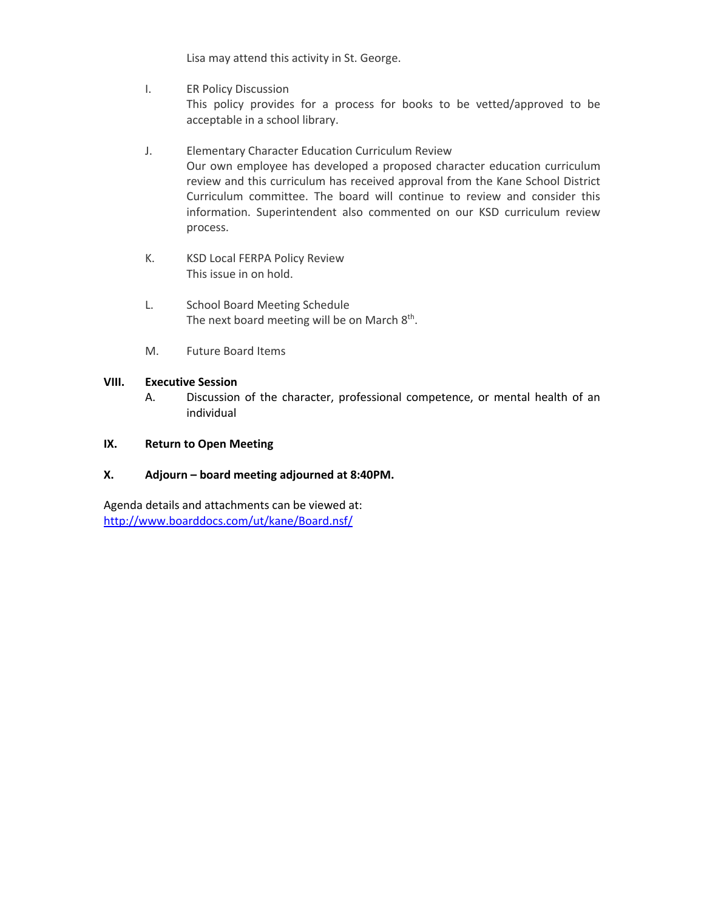Lisa may attend this activity in St. George.

I. ER Policy Discussion
This policy provides for a process for books to be vetted/approved to be acceptable in a school library.

J. Elementary Character Education Curriculum Review
Our own employee has developed a proposed character education curriculum review and this curriculum has received approval from the Kane School District Curriculum committee. The board will continue to review and consider this information. Superintendent also commented on our KSD curriculum review process.

K. KSD Local FERPA Policy Review
This issue in on hold.

L. School Board Meeting Schedule
The next board meeting will be on March 8th.

M. Future Board Items

**VIII. Executive Session**

A. Discussion of the character, professional competence, or mental health of an individual

**IX. Return to Open Meeting**

**X. Adjourn – board meeting adjourned at 8:40PM.**

Agenda details and attachments can be viewed at:
http://www.boarddocs.com/ut/kane/Board.nsf/